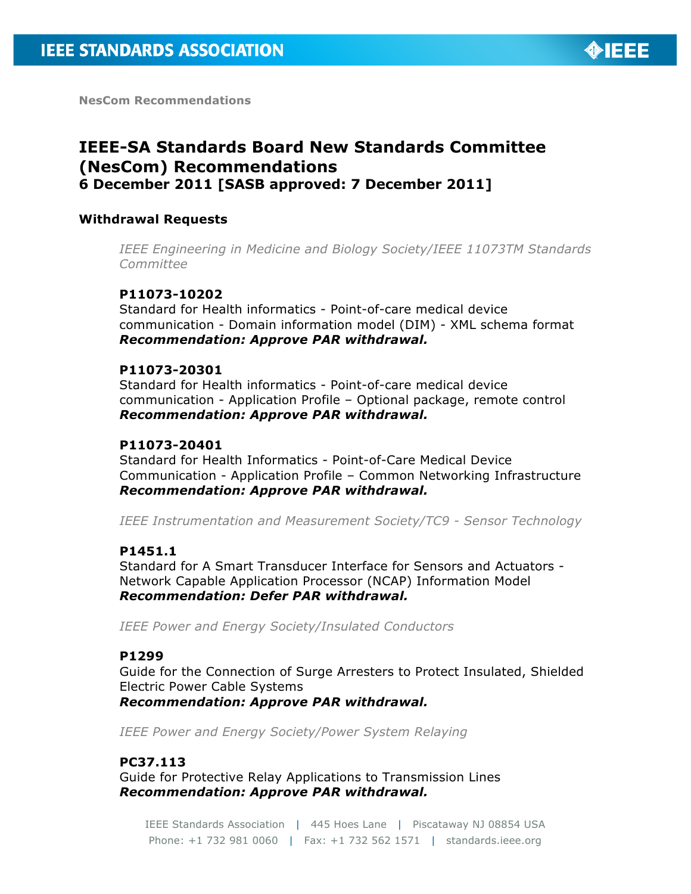NesCom Recommendations

# IEEE-SA Standards Board New Standards Committee (NesCom) Recommendations

**6 December 2011 [SASB approved: 7 December 2011]**

## Withdrawal Requests

*IEEE Engineering in Medicine and Biology Society/IEEE 11073TM Standards Committee*

**P11073-10202**
Standard for Health informatics - Point-of-care medical device communication - Domain information model (DIM) - XML schema format
***Recommendation: Approve PAR withdrawal.***

**P11073-20301**
Standard for Health informatics - Point-of-care medical device communication - Application Profile – Optional package, remote control
***Recommendation: Approve PAR withdrawal.***

**P11073-20401**
Standard for Health Informatics - Point-of-Care Medical Device Communication - Application Profile – Common Networking Infrastructure
***Recommendation: Approve PAR withdrawal.***

*IEEE Instrumentation and Measurement Society/TC9 - Sensor Technology*

**P1451.1**
Standard for A Smart Transducer Interface for Sensors and Actuators - Network Capable Application Processor (NCAP) Information Model
***Recommendation: Defer PAR withdrawal.***

*IEEE Power and Energy Society/Insulated Conductors*

**P1299**
Guide for the Connection of Surge Arresters to Protect Insulated, Shielded Electric Power Cable Systems
***Recommendation: Approve PAR withdrawal.***

*IEEE Power and Energy Society/Power System Relaying*

**PC37.113**
Guide for Protective Relay Applications to Transmission Lines
***Recommendation: Approve PAR withdrawal.***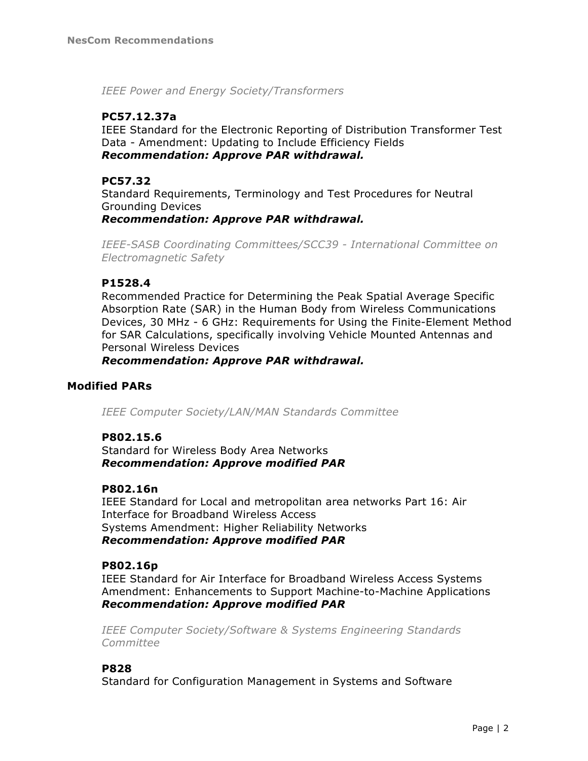*IEEE Power and Energy Society/Transformers*

**PC57.12.37a**
IEEE Standard for the Electronic Reporting of Distribution Transformer Test Data - Amendment: Updating to Include Efficiency Fields
***Recommendation: Approve PAR withdrawal.***

**PC57.32**
Standard Requirements, Terminology and Test Procedures for Neutral Grounding Devices
***Recommendation: Approve PAR withdrawal.***

*IEEE-SASB Coordinating Committees/SCC39 - International Committee on Electromagnetic Safety*

**P1528.4**
Recommended Practice for Determining the Peak Spatial Average Specific Absorption Rate (SAR) in the Human Body from Wireless Communications Devices, 30 MHz - 6 GHz: Requirements for Using the Finite-Element Method for SAR Calculations, specifically involving Vehicle Mounted Antennas and Personal Wireless Devices
***Recommendation: Approve PAR withdrawal.***

## Modified PARs

*IEEE Computer Society/LAN/MAN Standards Committee*

**P802.15.6**
Standard for Wireless Body Area Networks
***Recommendation: Approve modified PAR***

**P802.16n**
IEEE Standard for Local and metropolitan area networks Part 16: Air Interface for Broadband Wireless Access
Systems Amendment: Higher Reliability Networks
***Recommendation: Approve modified PAR***

**P802.16p**
IEEE Standard for Air Interface for Broadband Wireless Access Systems Amendment: Enhancements to Support Machine-to-Machine Applications
***Recommendation: Approve modified PAR***

*IEEE Computer Society/Software & Systems Engineering Standards Committee*

**P828**
Standard for Configuration Management in Systems and Software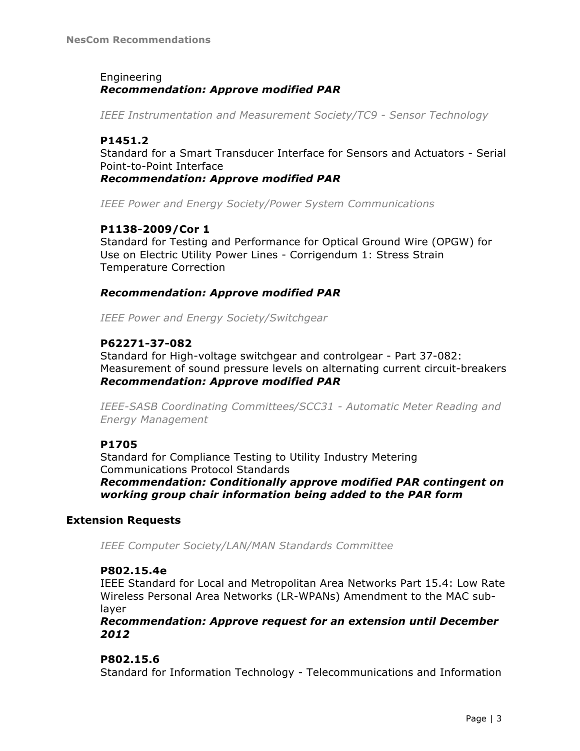Engineering
***Recommendation: Approve modified PAR***

*IEEE Instrumentation and Measurement Society/TC9 - Sensor Technology*

**P1451.2**
Standard for a Smart Transducer Interface for Sensors and Actuators - Serial Point-to-Point Interface
***Recommendation: Approve modified PAR***

*IEEE Power and Energy Society/Power System Communications*

**P1138-2009/Cor 1**
Standard for Testing and Performance for Optical Ground Wire (OPGW) for Use on Electric Utility Power Lines - Corrigendum 1: Stress Strain Temperature Correction

***Recommendation: Approve modified PAR***

*IEEE Power and Energy Society/Switchgear*

**P62271-37-082**
Standard for High-voltage switchgear and controlgear - Part 37-082: Measurement of sound pressure levels on alternating current circuit-breakers
***Recommendation: Approve modified PAR***

*IEEE-SASB Coordinating Committees/SCC31 - Automatic Meter Reading and Energy Management*

**P1705**
Standard for Compliance Testing to Utility Industry Metering Communications Protocol Standards
***Recommendation: Conditionally approve modified PAR contingent on working group chair information being added to the PAR form***

### Extension Requests

*IEEE Computer Society/LAN/MAN Standards Committee*

**P802.15.4e**
IEEE Standard for Local and Metropolitan Area Networks Part 15.4: Low Rate Wireless Personal Area Networks (LR-WPANs) Amendment to the MAC sub-layer
***Recommendation: Approve request for an extension until December 2012***

**P802.15.6**
Standard for Information Technology - Telecommunications and Information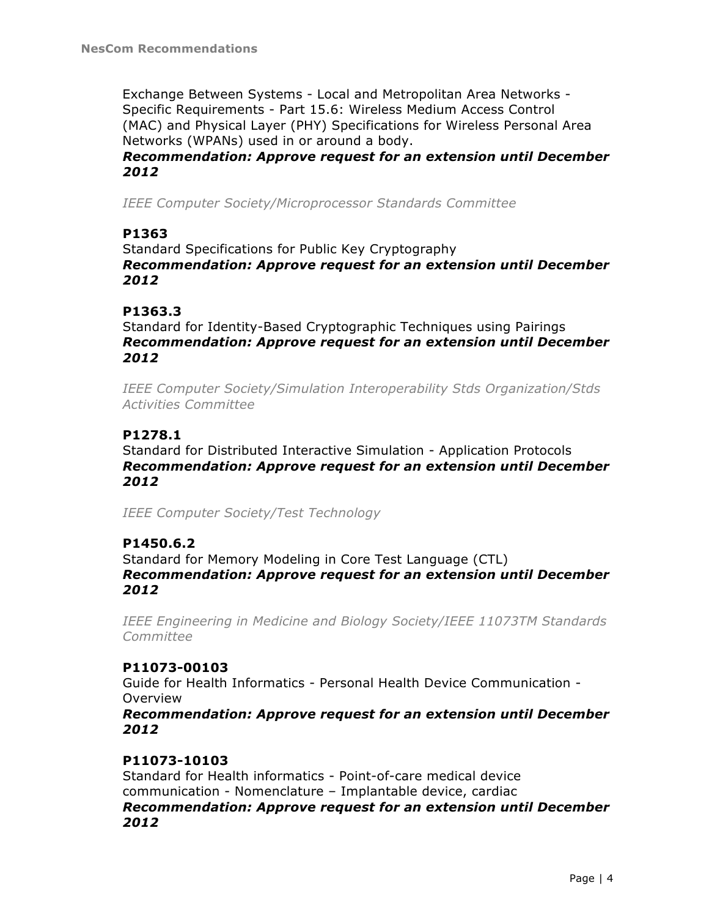Exchange Between Systems - Local and Metropolitan Area Networks - Specific Requirements - Part 15.6: Wireless Medium Access Control (MAC) and Physical Layer (PHY) Specifications for Wireless Personal Area Networks (WPANs) used in or around a body.
***Recommendation: Approve request for an extension until December 2012***

*IEEE Computer Society/Microprocessor Standards Committee*

**P1363**
Standard Specifications for Public Key Cryptography
***Recommendation: Approve request for an extension until December 2012***

**P1363.3**
Standard for Identity-Based Cryptographic Techniques using Pairings
***Recommendation: Approve request for an extension until December 2012***

*IEEE Computer Society/Simulation Interoperability Stds Organization/Stds Activities Committee*

**P1278.1**
Standard for Distributed Interactive Simulation - Application Protocols
***Recommendation: Approve request for an extension until December 2012***

*IEEE Computer Society/Test Technology*

**P1450.6.2**
Standard for Memory Modeling in Core Test Language (CTL)
***Recommendation: Approve request for an extension until December 2012***

*IEEE Engineering in Medicine and Biology Society/IEEE 11073TM Standards Committee*

**P11073-00103**
Guide for Health Informatics - Personal Health Device Communication - Overview
***Recommendation: Approve request for an extension until December 2012***

**P11073-10103**
Standard for Health informatics - Point-of-care medical device communication - Nomenclature – Implantable device, cardiac
***Recommendation: Approve request for an extension until December 2012***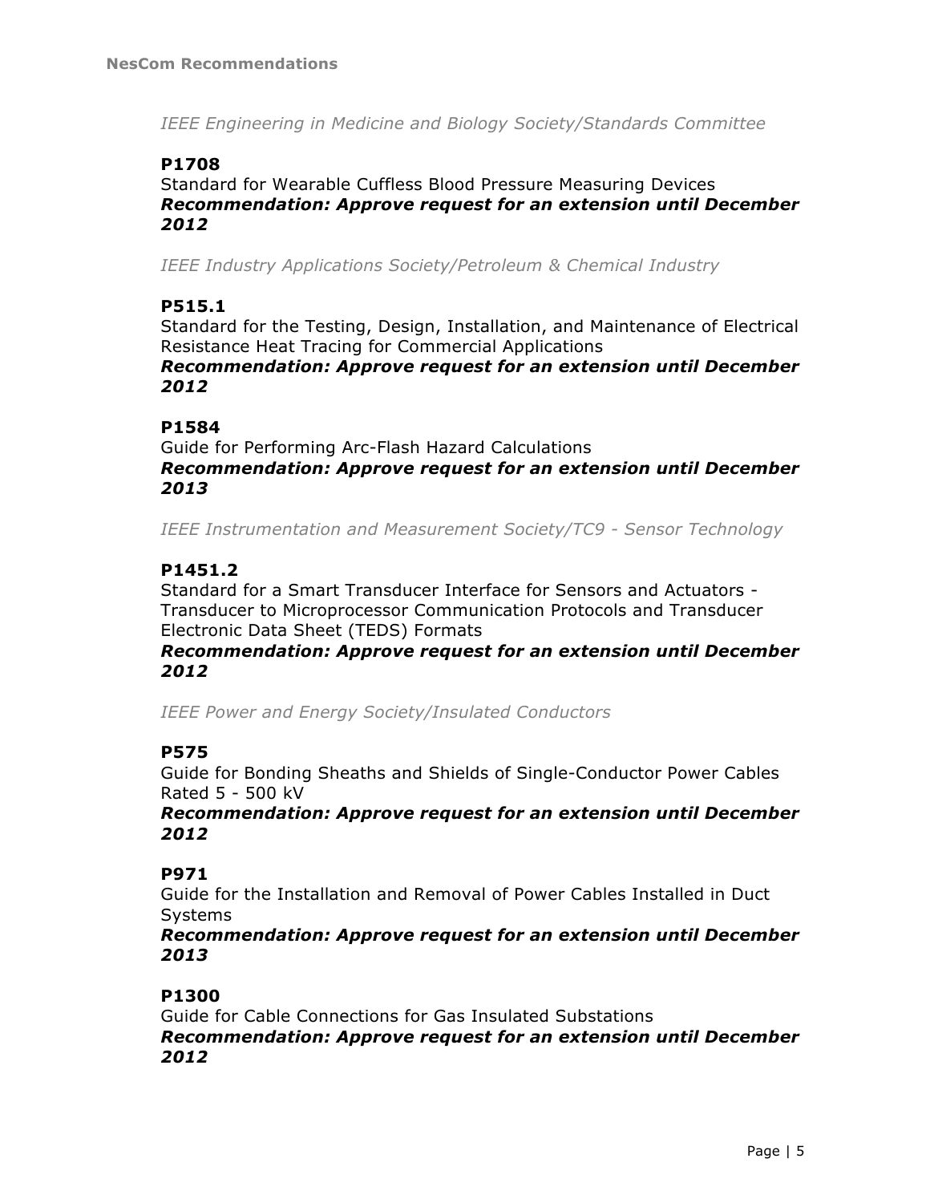*IEEE Engineering in Medicine and Biology Society/Standards Committee*

**P1708**

Standard for Wearable Cuffless Blood Pressure Measuring Devices
***Recommendation: Approve request for an extension until December 2012***

*IEEE Industry Applications Society/Petroleum & Chemical Industry*

**P515.1**

Standard for the Testing, Design, Installation, and Maintenance of Electrical Resistance Heat Tracing for Commercial Applications
***Recommendation: Approve request for an extension until December 2012***

**P1584**

Guide for Performing Arc-Flash Hazard Calculations
***Recommendation: Approve request for an extension until December 2013***

*IEEE Instrumentation and Measurement Society/TC9 - Sensor Technology*

**P1451.2**

Standard for a Smart Transducer Interface for Sensors and Actuators - Transducer to Microprocessor Communication Protocols and Transducer Electronic Data Sheet (TEDS) Formats
***Recommendation: Approve request for an extension until December 2012***

*IEEE Power and Energy Society/Insulated Conductors*

**P575**

Guide for Bonding Sheaths and Shields of Single-Conductor Power Cables Rated 5 - 500 kV
***Recommendation: Approve request for an extension until December 2012***

**P971**

Guide for the Installation and Removal of Power Cables Installed in Duct Systems
***Recommendation: Approve request for an extension until December 2013***

**P1300**

Guide for Cable Connections for Gas Insulated Substations
***Recommendation: Approve request for an extension until December 2012***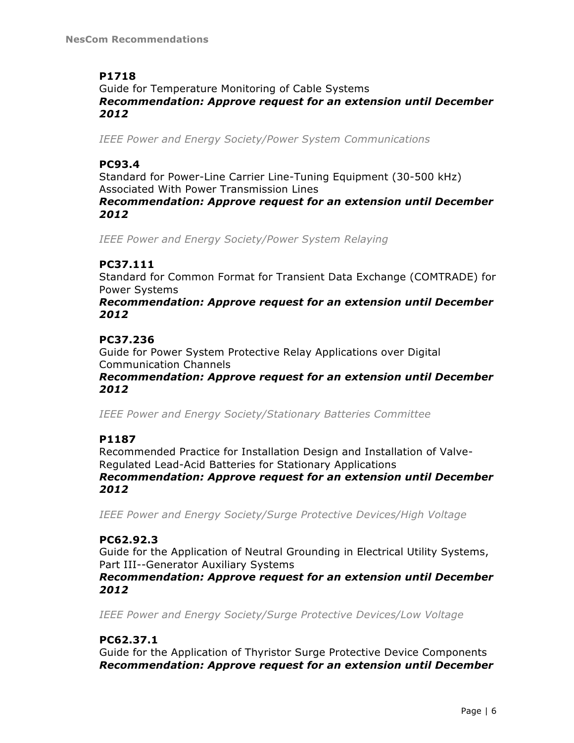### P1718

Guide for Temperature Monitoring of Cable Systems
***Recommendation: Approve request for an extension until December 2012***

*IEEE Power and Energy Society/Power System Communications*

### PC93.4

Standard for Power-Line Carrier Line-Tuning Equipment (30-500 kHz) Associated With Power Transmission Lines
***Recommendation: Approve request for an extension until December 2012***

*IEEE Power and Energy Society/Power System Relaying*

### PC37.111

Standard for Common Format for Transient Data Exchange (COMTRADE) for Power Systems
***Recommendation: Approve request for an extension until December 2012***

### PC37.236

Guide for Power System Protective Relay Applications over Digital Communication Channels
***Recommendation: Approve request for an extension until December 2012***

*IEEE Power and Energy Society/Stationary Batteries Committee*

### P1187

Recommended Practice for Installation Design and Installation of Valve-Regulated Lead-Acid Batteries for Stationary Applications
***Recommendation: Approve request for an extension until December 2012***

*IEEE Power and Energy Society/Surge Protective Devices/High Voltage*

### PC62.92.3

Guide for the Application of Neutral Grounding in Electrical Utility Systems, Part III--Generator Auxiliary Systems
***Recommendation: Approve request for an extension until December 2012***

*IEEE Power and Energy Society/Surge Protective Devices/Low Voltage*

### PC62.37.1

Guide for the Application of Thyristor Surge Protective Device Components
***Recommendation: Approve request for an extension until December***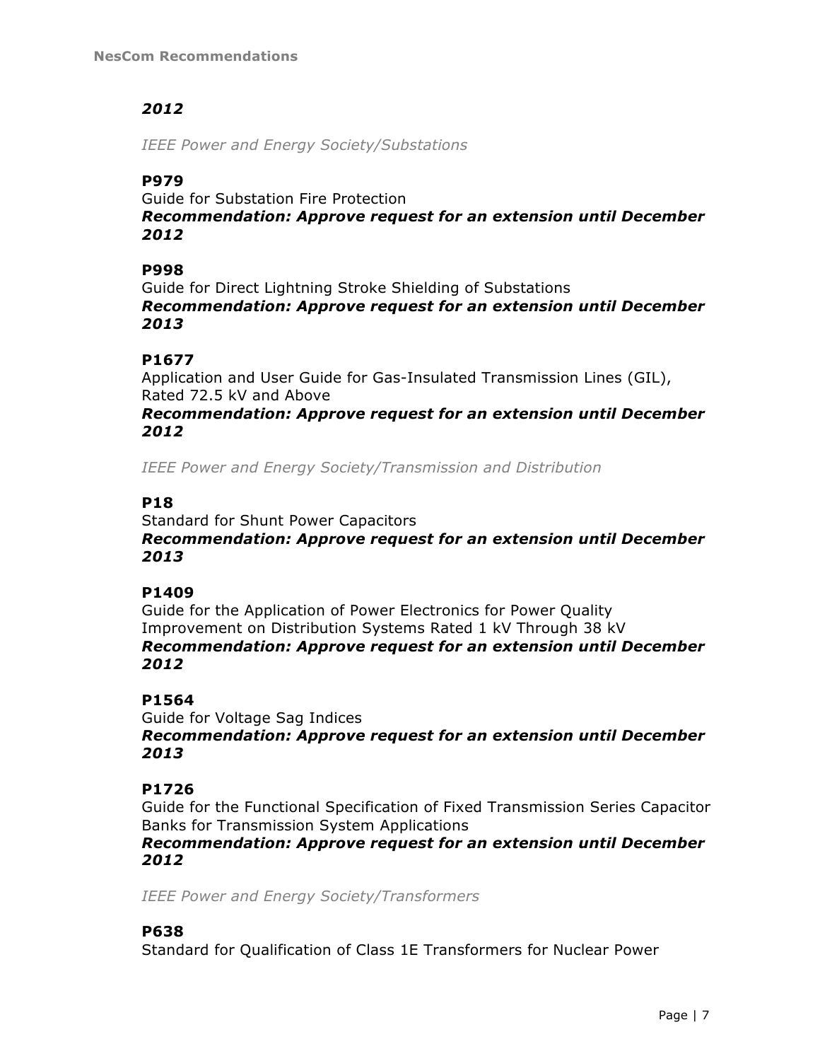***2012***

*IEEE Power and Energy Society/Substations*

**P979**
Guide for Substation Fire Protection
***Recommendation: Approve request for an extension until December 2012***

**P998**
Guide for Direct Lightning Stroke Shielding of Substations
***Recommendation: Approve request for an extension until December 2013***

**P1677**
Application and User Guide for Gas-Insulated Transmission Lines (GIL), Rated 72.5 kV and Above
***Recommendation: Approve request for an extension until December 2012***

*IEEE Power and Energy Society/Transmission and Distribution*

**P18**
Standard for Shunt Power Capacitors
***Recommendation: Approve request for an extension until December 2013***

**P1409**
Guide for the Application of Power Electronics for Power Quality Improvement on Distribution Systems Rated 1 kV Through 38 kV
***Recommendation: Approve request for an extension until December 2012***

**P1564**
Guide for Voltage Sag Indices
***Recommendation: Approve request for an extension until December 2013***

**P1726**
Guide for the Functional Specification of Fixed Transmission Series Capacitor Banks for Transmission System Applications
***Recommendation: Approve request for an extension until December 2012***

*IEEE Power and Energy Society/Transformers*

**P638**
Standard for Qualification of Class 1E Transformers for Nuclear Power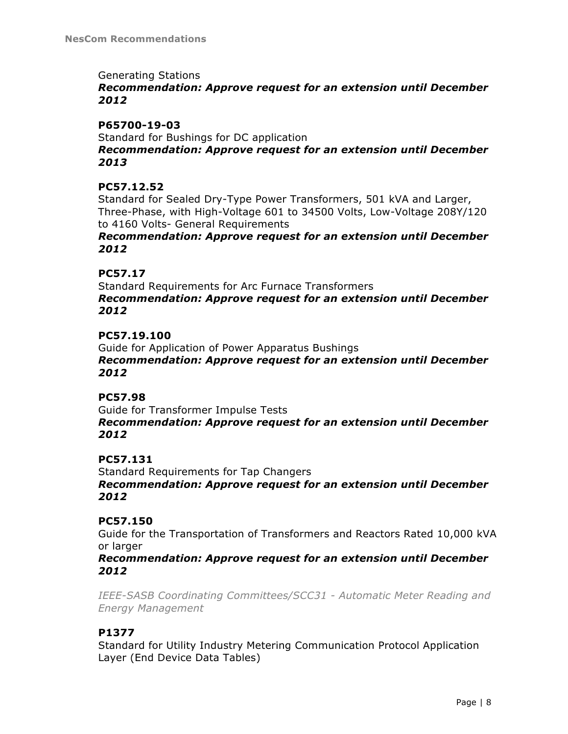Generating Stations

***Recommendation: Approve request for an extension until December 2012***

**P65700-19-03**

Standard for Bushings for DC application

***Recommendation: Approve request for an extension until December 2013***

**PC57.12.52**

Standard for Sealed Dry-Type Power Transformers, 501 kVA and Larger, Three-Phase, with High-Voltage 601 to 34500 Volts, Low-Voltage 208Y/120 to 4160 Volts- General Requirements

***Recommendation: Approve request for an extension until December 2012***

**PC57.17**

Standard Requirements for Arc Furnace Transformers

***Recommendation: Approve request for an extension until December 2012***

**PC57.19.100**

Guide for Application of Power Apparatus Bushings

***Recommendation: Approve request for an extension until December 2012***

**PC57.98**

Guide for Transformer Impulse Tests

***Recommendation: Approve request for an extension until December 2012***

**PC57.131**

Standard Requirements for Tap Changers

***Recommendation: Approve request for an extension until December 2012***

**PC57.150**

Guide for the Transportation of Transformers and Reactors Rated 10,000 kVA or larger

***Recommendation: Approve request for an extension until December 2012***

*IEEE-SASB Coordinating Committees/SCC31 - Automatic Meter Reading and Energy Management*

**P1377**

Standard for Utility Industry Metering Communication Protocol Application Layer (End Device Data Tables)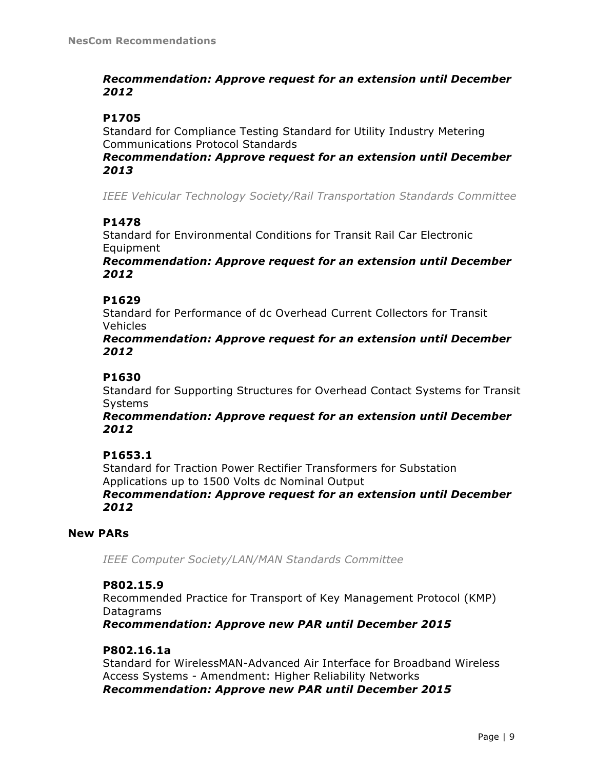***Recommendation: Approve request for an extension until December 2012***

**P1705**

Standard for Compliance Testing Standard for Utility Industry Metering Communications Protocol Standards

***Recommendation: Approve request for an extension until December 2013***

*IEEE Vehicular Technology Society/Rail Transportation Standards Committee*

**P1478**

Standard for Environmental Conditions for Transit Rail Car Electronic Equipment

***Recommendation: Approve request for an extension until December 2012***

**P1629**

Standard for Performance of dc Overhead Current Collectors for Transit Vehicles

***Recommendation: Approve request for an extension until December 2012***

**P1630**

Standard for Supporting Structures for Overhead Contact Systems for Transit Systems

***Recommendation: Approve request for an extension until December 2012***

**P1653.1**

Standard for Traction Power Rectifier Transformers for Substation Applications up to 1500 Volts dc Nominal Output

***Recommendation: Approve request for an extension until December 2012***

### New PARs

*IEEE Computer Society/LAN/MAN Standards Committee*

**P802.15.9**

Recommended Practice for Transport of Key Management Protocol (KMP) Datagrams

***Recommendation: Approve new PAR until December 2015***

**P802.16.1a**

Standard for WirelessMAN-Advanced Air Interface for Broadband Wireless Access Systems - Amendment: Higher Reliability Networks

***Recommendation: Approve new PAR until December 2015***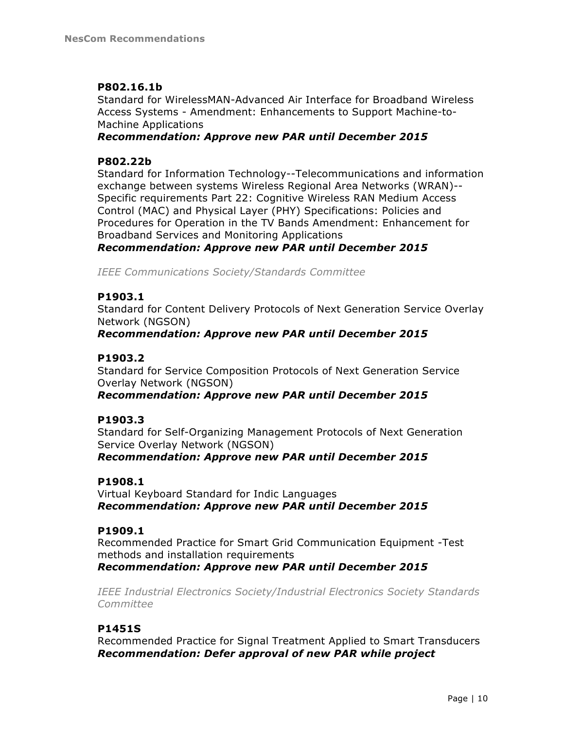**P802.16.1b**
Standard for WirelessMAN-Advanced Air Interface for Broadband Wireless Access Systems - Amendment: Enhancements to Support Machine-to-Machine Applications
***Recommendation: Approve new PAR until December 2015***

**P802.22b**
Standard for Information Technology--Telecommunications and information exchange between systems Wireless Regional Area Networks (WRAN)--Specific requirements Part 22: Cognitive Wireless RAN Medium Access Control (MAC) and Physical Layer (PHY) Specifications: Policies and Procedures for Operation in the TV Bands Amendment: Enhancement for Broadband Services and Monitoring Applications
***Recommendation: Approve new PAR until December 2015***

*IEEE Communications Society/Standards Committee*

**P1903.1**
Standard for Content Delivery Protocols of Next Generation Service Overlay Network (NGSON)
***Recommendation: Approve new PAR until December 2015***

**P1903.2**
Standard for Service Composition Protocols of Next Generation Service Overlay Network (NGSON)
***Recommendation: Approve new PAR until December 2015***

**P1903.3**
Standard for Self-Organizing Management Protocols of Next Generation Service Overlay Network (NGSON)
***Recommendation: Approve new PAR until December 2015***

**P1908.1**
Virtual Keyboard Standard for Indic Languages
***Recommendation: Approve new PAR until December 2015***

**P1909.1**
Recommended Practice for Smart Grid Communication Equipment -Test methods and installation requirements
***Recommendation: Approve new PAR until December 2015***

*IEEE Industrial Electronics Society/Industrial Electronics Society Standards Committee*

**P1451S**
Recommended Practice for Signal Treatment Applied to Smart Transducers
***Recommendation: Defer approval of new PAR while project***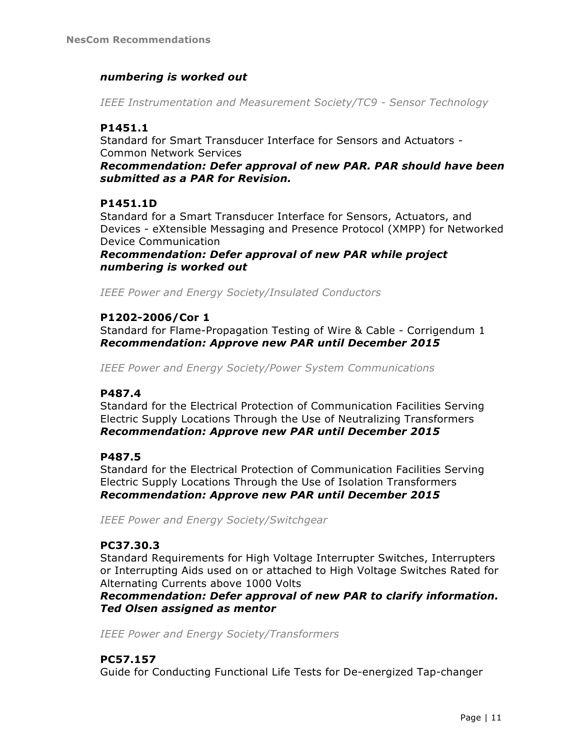***numbering is worked out***

*IEEE Instrumentation and Measurement Society/TC9 - Sensor Technology*

**P1451.1**
Standard for Smart Transducer Interface for Sensors and Actuators - Common Network Services
***Recommendation: Defer approval of new PAR. PAR should have been submitted as a PAR for Revision.***

**P1451.1D**
Standard for a Smart Transducer Interface for Sensors, Actuators, and Devices - eXtensible Messaging and Presence Protocol (XMPP) for Networked Device Communication
***Recommendation: Defer approval of new PAR while project numbering is worked out***

*IEEE Power and Energy Society/Insulated Conductors*

**P1202-2006/Cor 1**
Standard for Flame-Propagation Testing of Wire & Cable - Corrigendum 1
***Recommendation: Approve new PAR until December 2015***

*IEEE Power and Energy Society/Power System Communications*

**P487.4**
Standard for the Electrical Protection of Communication Facilities Serving Electric Supply Locations Through the Use of Neutralizing Transformers
***Recommendation: Approve new PAR until December 2015***

**P487.5**
Standard for the Electrical Protection of Communication Facilities Serving Electric Supply Locations Through the Use of Isolation Transformers
***Recommendation: Approve new PAR until December 2015***

*IEEE Power and Energy Society/Switchgear*

**PC37.30.3**
Standard Requirements for High Voltage Interrupter Switches, Interrupters or Interrupting Aids used on or attached to High Voltage Switches Rated for Alternating Currents above 1000 Volts
***Recommendation: Defer approval of new PAR to clarify information. Ted Olsen assigned as mentor***

*IEEE Power and Energy Society/Transformers*

**PC57.157**
Guide for Conducting Functional Life Tests for De-energized Tap-changer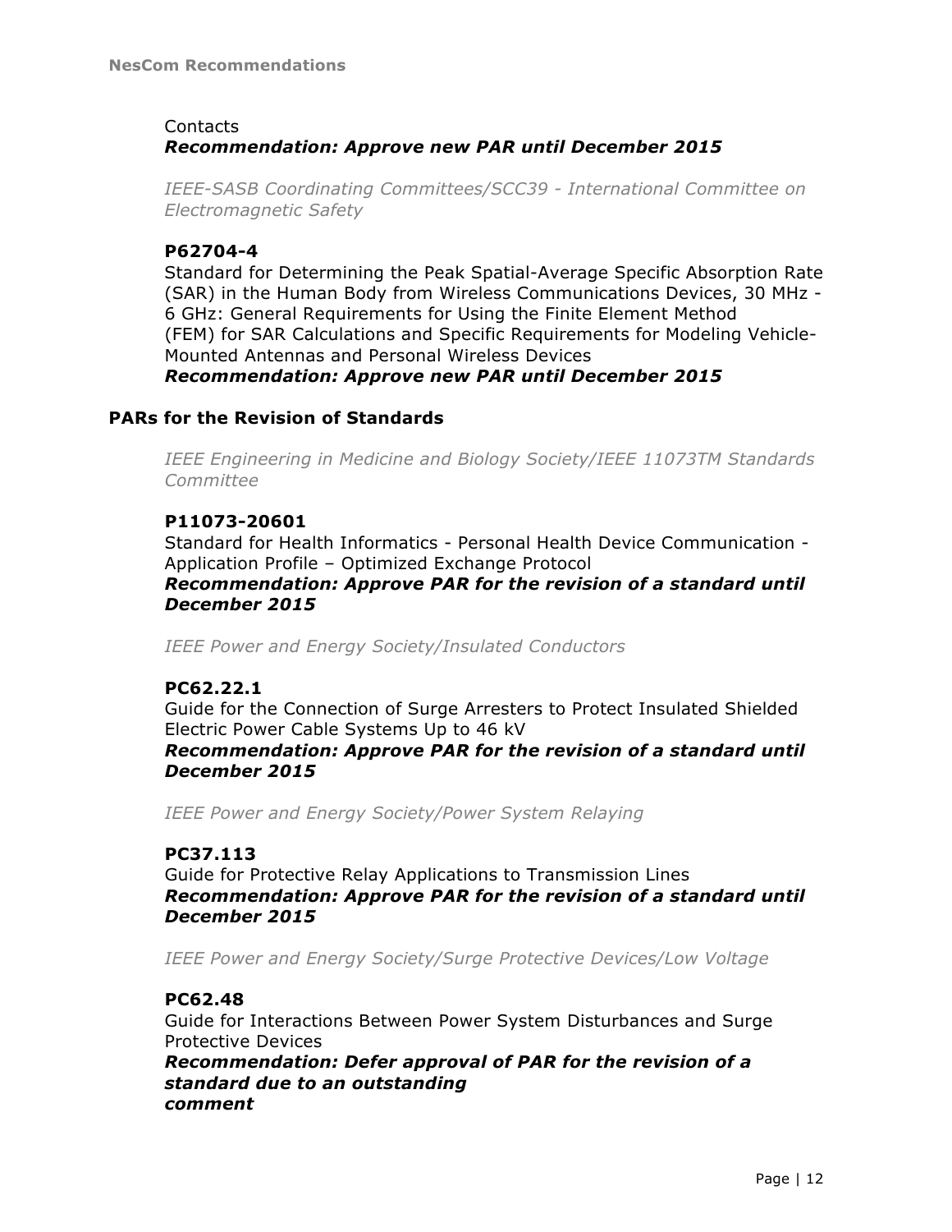Contacts

***Recommendation: Approve new PAR until December 2015***

*IEEE-SASB Coordinating Committees/SCC39 - International Committee on Electromagnetic Safety*

**P62704-4**

Standard for Determining the Peak Spatial-Average Specific Absorption Rate (SAR) in the Human Body from Wireless Communications Devices, 30 MHz - 6 GHz: General Requirements for Using the Finite Element Method (FEM) for SAR Calculations and Specific Requirements for Modeling Vehicle-Mounted Antennas and Personal Wireless Devices

***Recommendation: Approve new PAR until December 2015***

## PARs for the Revision of Standards

*IEEE Engineering in Medicine and Biology Society/IEEE 11073TM Standards Committee*

**P11073-20601**

Standard for Health Informatics - Personal Health Device Communication - Application Profile – Optimized Exchange Protocol

***Recommendation: Approve PAR for the revision of a standard until December 2015***

*IEEE Power and Energy Society/Insulated Conductors*

**PC62.22.1**

Guide for the Connection of Surge Arresters to Protect Insulated Shielded Electric Power Cable Systems Up to 46 kV

***Recommendation: Approve PAR for the revision of a standard until December 2015***

*IEEE Power and Energy Society/Power System Relaying*

**PC37.113**

Guide for Protective Relay Applications to Transmission Lines

***Recommendation: Approve PAR for the revision of a standard until December 2015***

*IEEE Power and Energy Society/Surge Protective Devices/Low Voltage*

**PC62.48**

Guide for Interactions Between Power System Disturbances and Surge Protective Devices

***Recommendation: Defer approval of PAR for the revision of a standard due to an outstanding comment***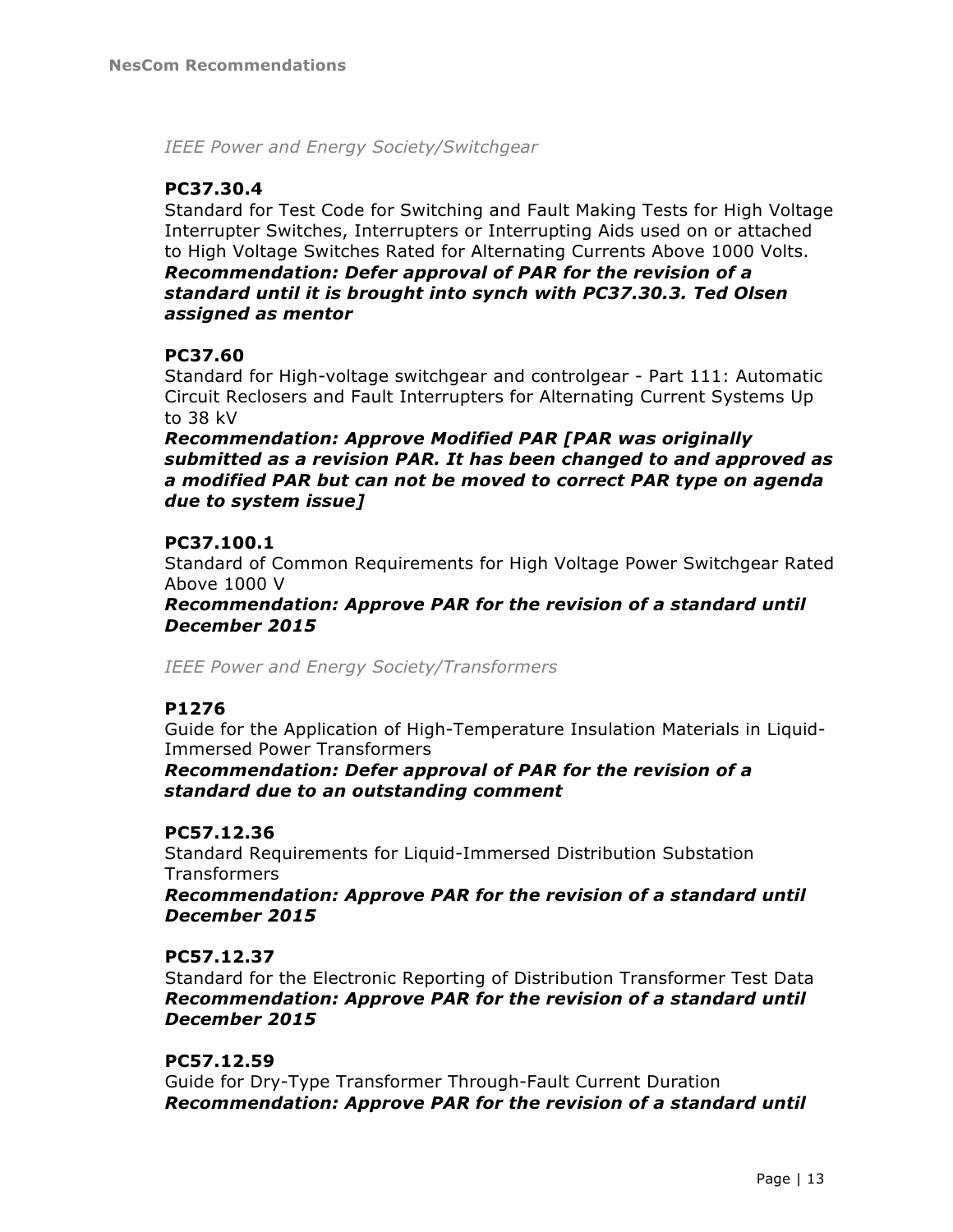*IEEE Power and Energy Society/Switchgear*

**PC37.30.4**

Standard for Test Code for Switching and Fault Making Tests for High Voltage Interrupter Switches, Interrupters or Interrupting Aids used on or attached to High Voltage Switches Rated for Alternating Currents Above 1000 Volts.

***Recommendation: Defer approval of PAR for the revision of a standard until it is brought into synch with PC37.30.3. Ted Olsen assigned as mentor***

**PC37.60**

Standard for High-voltage switchgear and controlgear - Part 111: Automatic Circuit Reclosers and Fault Interrupters for Alternating Current Systems Up to 38 kV

***Recommendation: Approve Modified PAR [PAR was originally submitted as a revision PAR. It has been changed to and approved as a modified PAR but can not be moved to correct PAR type on agenda due to system issue]***

**PC37.100.1**

Standard of Common Requirements for High Voltage Power Switchgear Rated Above 1000 V

***Recommendation: Approve PAR for the revision of a standard until December 2015***

*IEEE Power and Energy Society/Transformers*

**P1276**

Guide for the Application of High-Temperature Insulation Materials in Liquid-Immersed Power Transformers

***Recommendation: Defer approval of PAR for the revision of a standard due to an outstanding comment***

**PC57.12.36**

Standard Requirements for Liquid-Immersed Distribution Substation Transformers

***Recommendation: Approve PAR for the revision of a standard until December 2015***

**PC57.12.37**

Standard for the Electronic Reporting of Distribution Transformer Test Data

***Recommendation: Approve PAR for the revision of a standard until December 2015***

**PC57.12.59**

Guide for Dry-Type Transformer Through-Fault Current Duration

***Recommendation: Approve PAR for the revision of a standard until***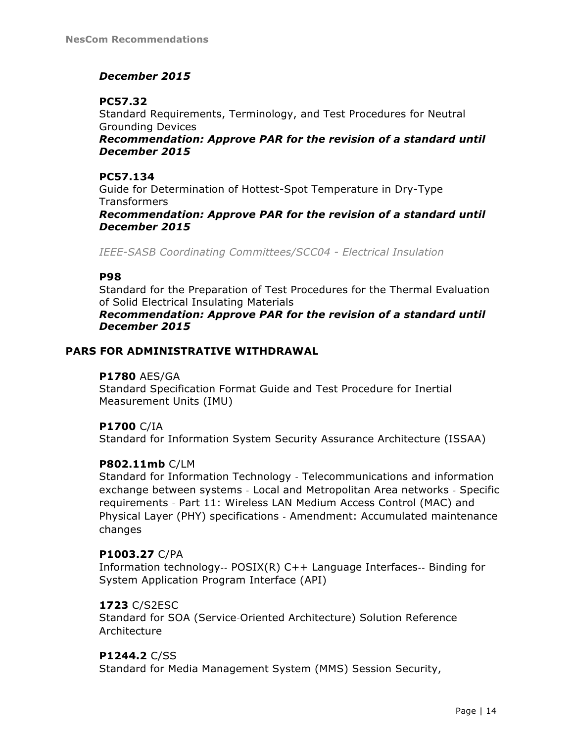***December 2015***

**PC57.32**
Standard Requirements, Terminology, and Test Procedures for Neutral Grounding Devices
***Recommendation: Approve PAR for the revision of a standard until December 2015***

**PC57.134**
Guide for Determination of Hottest-Spot Temperature in Dry-Type Transformers
***Recommendation: Approve PAR for the revision of a standard until December 2015***

*IEEE-SASB Coordinating Committees/SCC04 - Electrical Insulation*

**P98**
Standard for the Preparation of Test Procedures for the Thermal Evaluation of Solid Electrical Insulating Materials
***Recommendation: Approve PAR for the revision of a standard until December 2015***

## PARS FOR ADMINISTRATIVE WITHDRAWAL

**P1780** AES/GA
Standard Specification Format Guide and Test Procedure for Inertial Measurement Units (IMU)

**P1700** C/IA
Standard for Information System Security Assurance Architecture (ISSAA)

**P802.11mb** C/LM
Standard for Information Technology - Telecommunications and information exchange between systems - Local and Metropolitan Area networks - Specific requirements - Part 11: Wireless LAN Medium Access Control (MAC) and Physical Layer (PHY) specifications - Amendment: Accumulated maintenance changes

**P1003.27** C/PA
Information technology-- POSIX(R) C++ Language Interfaces-- Binding for System Application Program Interface (API)

**1723** C/S2ESC
Standard for SOA (Service-Oriented Architecture) Solution Reference Architecture

**P1244.2** C/SS
Standard for Media Management System (MMS) Session Security,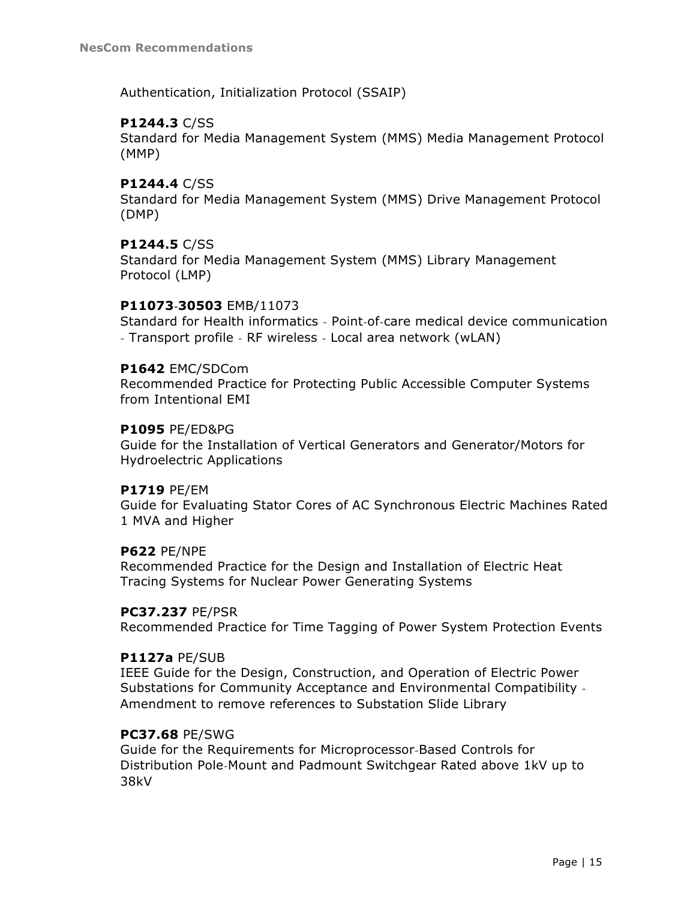Authentication, Initialization Protocol (SSAIP)

**P1244.3** C/SS
Standard for Media Management System (MMS) Media Management Protocol (MMP)

**P1244.4** C/SS
Standard for Media Management System (MMS) Drive Management Protocol (DMP)

**P1244.5** C/SS
Standard for Media Management System (MMS) Library Management Protocol (LMP)

**P11073-30503** EMB/11073
Standard for Health informatics - Point-of-care medical device communication - Transport profile - RF wireless - Local area network (wLAN)

**P1642** EMC/SDCom
Recommended Practice for Protecting Public Accessible Computer Systems from Intentional EMI

**P1095** PE/ED&PG
Guide for the Installation of Vertical Generators and Generator/Motors for Hydroelectric Applications

**P1719** PE/EM
Guide for Evaluating Stator Cores of AC Synchronous Electric Machines Rated 1 MVA and Higher

**P622** PE/NPE
Recommended Practice for the Design and Installation of Electric Heat Tracing Systems for Nuclear Power Generating Systems

**PC37.237** PE/PSR
Recommended Practice for Time Tagging of Power System Protection Events

**P1127a** PE/SUB
IEEE Guide for the Design, Construction, and Operation of Electric Power Substations for Community Acceptance and Environmental Compatibility - Amendment to remove references to Substation Slide Library

**PC37.68** PE/SWG
Guide for the Requirements for Microprocessor-Based Controls for Distribution Pole-Mount and Padmount Switchgear Rated above 1kV up to 38kV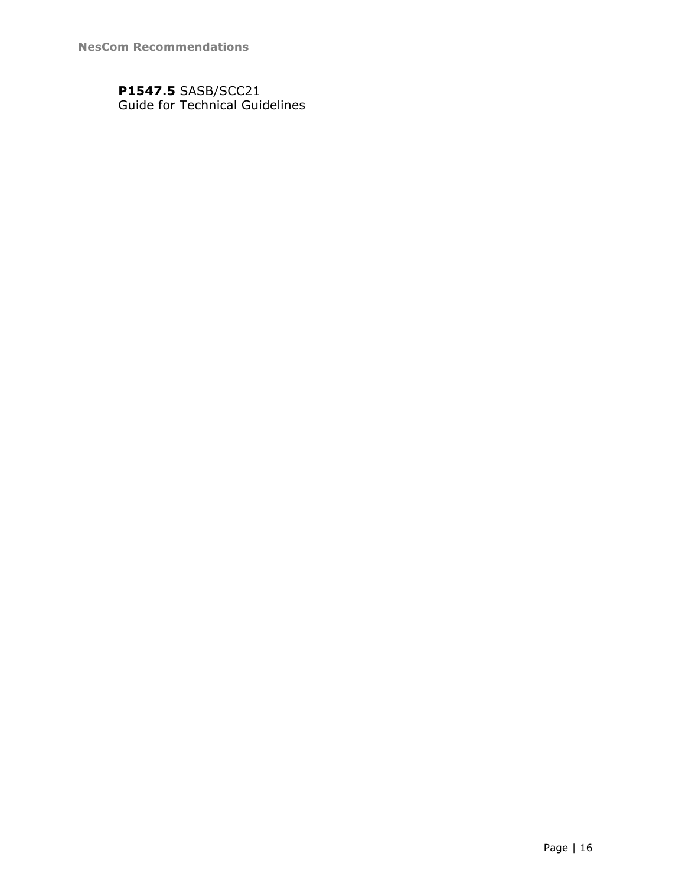**P1547.5** SASB/SCC21
Guide for Technical Guidelines